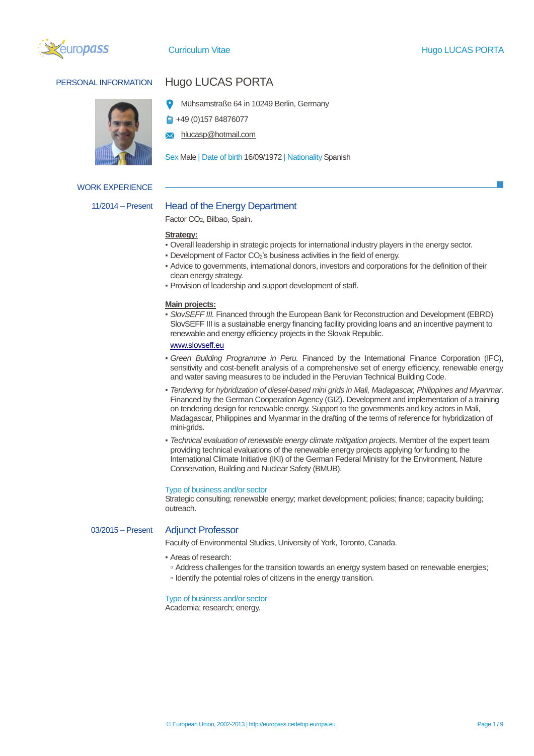Curriculum Vitae

# Hugo LUCAS PORTA

## PERSONAL INFORMATION

Mühsamstraße 64 in 10249 Berlin, Germany

+49 (0)157 84876077

hlucasp@hotmail.com

Sex Male | Date of birth 16/09/1972 | Nationality Spanish

## WORK EXPERIENCE

### 11/2014 – Present — Head of the Energy Department

Factor $CO_2$, Bilbao, Spain.

**Strategy:**

- Overall leadership in strategic projects for international industry players in the energy sector.
- Development of Factor $CO_2$'s business activities in the field of energy.
- Advice to governments, international donors, investors and corporations for the definition of their clean energy strategy.
- Provision of leadership and support development of staff.

**Main projects:**

- *SlovSEFF III.* Financed through the European Bank for Reconstruction and Development (EBRD) SlovSEFF III is a sustainable energy financing facility providing loans and an incentive payment to renewable and energy efficiency projects in the Slovak Republic.
  www.slovseff.eu
- *Green Building Programme in Peru.* Financed by the International Finance Corporation (IFC), sensitivity and cost-benefit analysis of a comprehensive set of energy efficiency, renewable energy and water saving measures to be included in the Peruvian Technical Building Code.
- *Tendering for hybridization of diesel-based mini grids in Mali, Madagascar, Philippines and Myanmar*. Financed by the German Cooperation Agency (GIZ). Development and implementation of a training on tendering design for renewable energy. Support to the governments and key actors in Mali, Madagascar, Philippines and Myanmar in the drafting of the terms of reference for hybridization of mini-grids.
- *Technical evaluation of renewable energy climate mitigation projects*. Member of the expert team providing technical evaluations of the renewable energy projects applying for funding to the International Climate Initiative (IKI) of the German Federal Ministry for the Environment, Nature Conservation, Building and Nuclear Safety (BMUB).

Type of business and/or sector

Strategic consulting; renewable energy; market development; policies; finance; capacity building; outreach.

### 03/2015 – Present — Adjunct Professor

Faculty of Environmental Studies, University of York, Toronto, Canada.

- Areas of research:
  - Address challenges for the transition towards an energy system based on renewable energies;
  - Identify the potential roles of citizens in the energy transition.

Type of business and/or sector

Academia; research; energy.

© European Union, 2002-2013 | http://europass.cedefop.europa.eu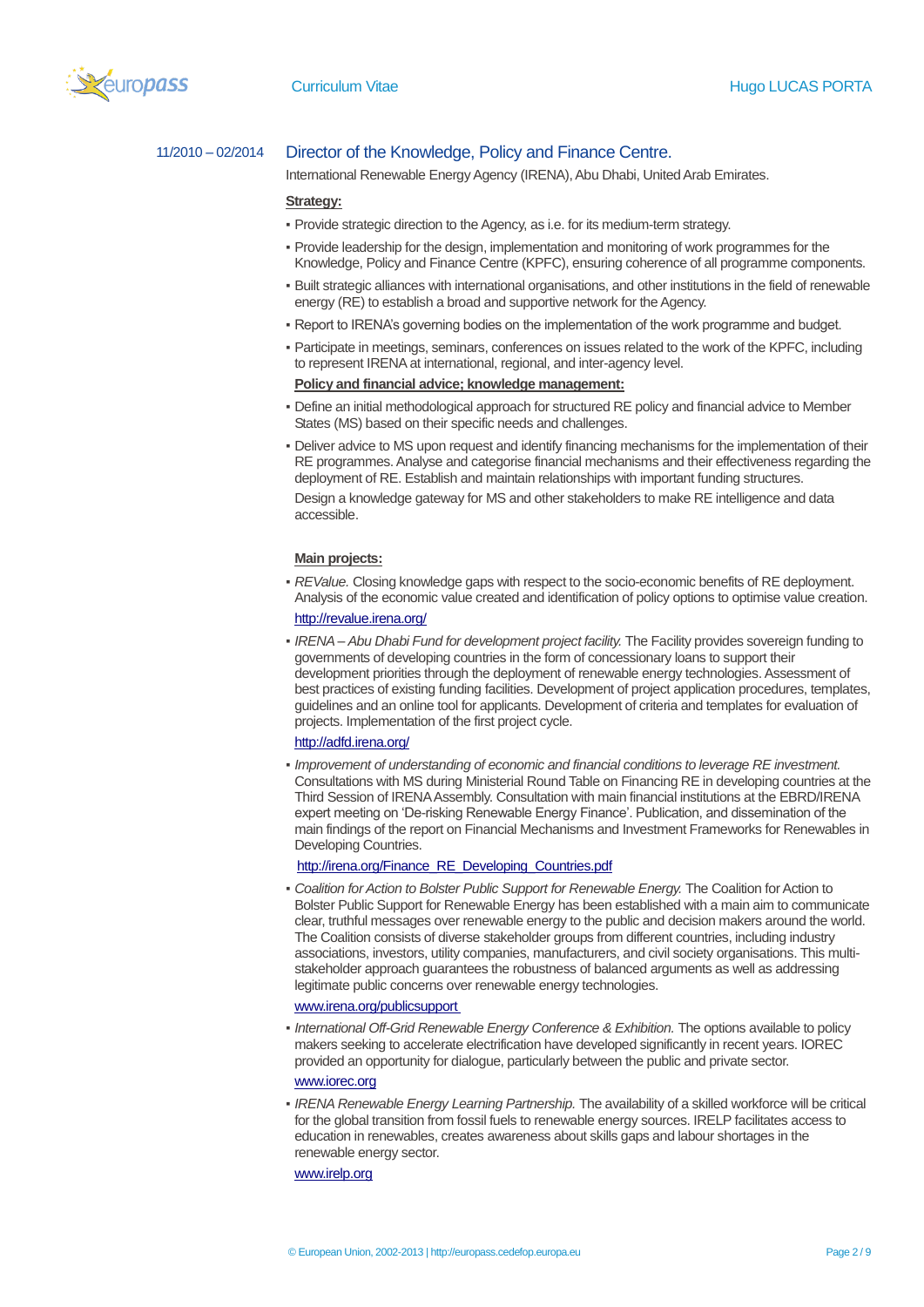11/2010 – 02/2014

### Director of the Knowledge, Policy and Finance Centre.

International Renewable Energy Agency (IRENA), Abu Dhabi, United Arab Emirates.

**Strategy:**

- Provide strategic direction to the Agency, as i.e. for its medium-term strategy.
- Provide leadership for the design, implementation and monitoring of work programmes for the Knowledge, Policy and Finance Centre (KPFC), ensuring coherence of all programme components.
- Built strategic alliances with international organisations, and other institutions in the field of renewable energy (RE) to establish a broad and supportive network for the Agency.
- Report to IRENA's governing bodies on the implementation of the work programme and budget.
- Participate in meetings, seminars, conferences on issues related to the work of the KPFC, including to represent IRENA at international, regional, and inter-agency level.

**Policy and financial advice; knowledge management:**

- Define an initial methodological approach for structured RE policy and financial advice to Member States (MS) based on their specific needs and challenges.
- Deliver advice to MS upon request and identify financing mechanisms for the implementation of their RE programmes. Analyse and categorise financial mechanisms and their effectiveness regarding the deployment of RE. Establish and maintain relationships with important funding structures.

  Design a knowledge gateway for MS and other stakeholders to make RE intelligence and data accessible.

**Main projects:**

- *REValue.* Closing knowledge gaps with respect to the socio-economic benefits of RE deployment. Analysis of the economic value created and identification of policy options to optimise value creation.

  http://revalue.irena.org/
- *IRENA – Abu Dhabi Fund for development project facility.* The Facility provides sovereign funding to governments of developing countries in the form of concessionary loans to support their development priorities through the deployment of renewable energy technologies. Assessment of best practices of existing funding facilities. Development of project application procedures, templates, guidelines and an online tool for applicants. Development of criteria and templates for evaluation of projects. Implementation of the first project cycle.

  http://adfd.irena.org/
- *Improvement of understanding of economic and financial conditions to leverage RE investment.* Consultations with MS during Ministerial Round Table on Financing RE in developing countries at the Third Session of IRENA Assembly. Consultation with main financial institutions at the EBRD/IRENA expert meeting on 'De-risking Renewable Energy Finance'. Publication, and dissemination of the main findings of the report on Financial Mechanisms and Investment Frameworks for Renewables in Developing Countries.

  http://irena.org/Finance_RE_Developing_Countries.pdf
- *Coalition for Action to Bolster Public Support for Renewable Energy.* The Coalition for Action to Bolster Public Support for Renewable Energy has been established with a main aim to communicate clear, truthful messages over renewable energy to the public and decision makers around the world. The Coalition consists of diverse stakeholder groups from different countries, including industry associations, investors, utility companies, manufacturers, and civil society organisations. This multi-stakeholder approach guarantees the robustness of balanced arguments as well as addressing legitimate public concerns over renewable energy technologies.

  www.irena.org/publicsupport
- *International Off-Grid Renewable Energy Conference & Exhibition.* The options available to policy makers seeking to accelerate electrification have developed significantly in recent years. IOREC provided an opportunity for dialogue, particularly between the public and private sector.

  www.iorec.org
- *IRENA Renewable Energy Learning Partnership.* The availability of a skilled workforce will be critical for the global transition from fossil fuels to renewable energy sources. IRELP facilitates access to education in renewables, creates awareness about skills gaps and labour shortages in the renewable energy sector.

  www.irelp.org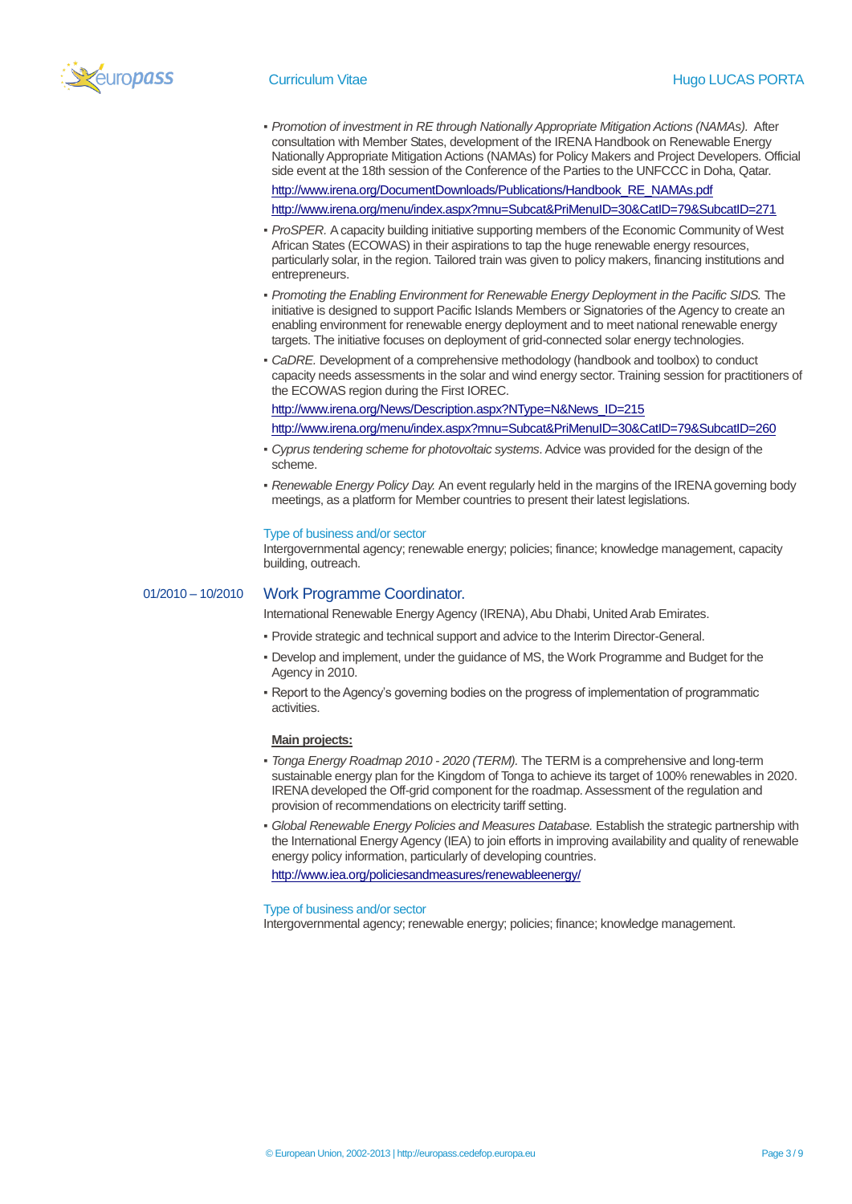- *Promotion of investment in RE through Nationally Appropriate Mitigation Actions (NAMAs).* After consultation with Member States, development of the IRENA Handbook on Renewable Energy Nationally Appropriate Mitigation Actions (NAMAs) for Policy Makers and Project Developers. Official side event at the 18th session of the Conference of the Parties to the UNFCCC in Doha, Qatar.
  http://www.irena.org/DocumentDownloads/Publications/Handbook_RE_NAMAs.pdf
  http://www.irena.org/menu/index.aspx?mnu=Subcat&PriMenuID=30&CatID=79&SubcatID=271
- *ProSPER.* A capacity building initiative supporting members of the Economic Community of West African States (ECOWAS) in their aspirations to tap the huge renewable energy resources, particularly solar, in the region. Tailored train was given to policy makers, financing institutions and entrepreneurs.
- *Promoting the Enabling Environment for Renewable Energy Deployment in the Pacific SIDS.* The initiative is designed to support Pacific Islands Members or Signatories of the Agency to create an enabling environment for renewable energy deployment and to meet national renewable energy targets. The initiative focuses on deployment of grid-connected solar energy technologies.
- *CaDRE.* Development of a comprehensive methodology (handbook and toolbox) to conduct capacity needs assessments in the solar and wind energy sector. Training session for practitioners of the ECOWAS region during the First IOREC.
  http://www.irena.org/News/Description.aspx?NType=N&News_ID=215
  http://www.irena.org/menu/index.aspx?mnu=Subcat&PriMenuID=30&CatID=79&SubcatID=260
- *Cyprus tendering scheme for photovoltaic systems*. Advice was provided for the design of the scheme.
- *Renewable Energy Policy Day.* An event regularly held in the margins of the IRENA governing body meetings, as a platform for Member countries to present their latest legislations.

Type of business and/or sector

Intergovernmental agency; renewable energy; policies; finance; knowledge management, capacity building, outreach.

01/2010 – 10/2010

## Work Programme Coordinator.

International Renewable Energy Agency (IRENA), Abu Dhabi, United Arab Emirates.

- Provide strategic and technical support and advice to the Interim Director-General.
- Develop and implement, under the guidance of MS, the Work Programme and Budget for the Agency in 2010.
- Report to the Agency's governing bodies on the progress of implementation of programmatic activities.

**Main projects:**

- *Tonga Energy Roadmap 2010 - 2020 (TERM).* The TERM is a comprehensive and long-term sustainable energy plan for the Kingdom of Tonga to achieve its target of 100% renewables in 2020. IRENA developed the Off-grid component for the roadmap. Assessment of the regulation and provision of recommendations on electricity tariff setting.
- *Global Renewable Energy Policies and Measures Database.* Establish the strategic partnership with the International Energy Agency (IEA) to join efforts in improving availability and quality of renewable energy policy information, particularly of developing countries.
  http://www.iea.org/policiesandmeasures/renewableenergy/

Type of business and/or sector

Intergovernmental agency; renewable energy; policies; finance; knowledge management.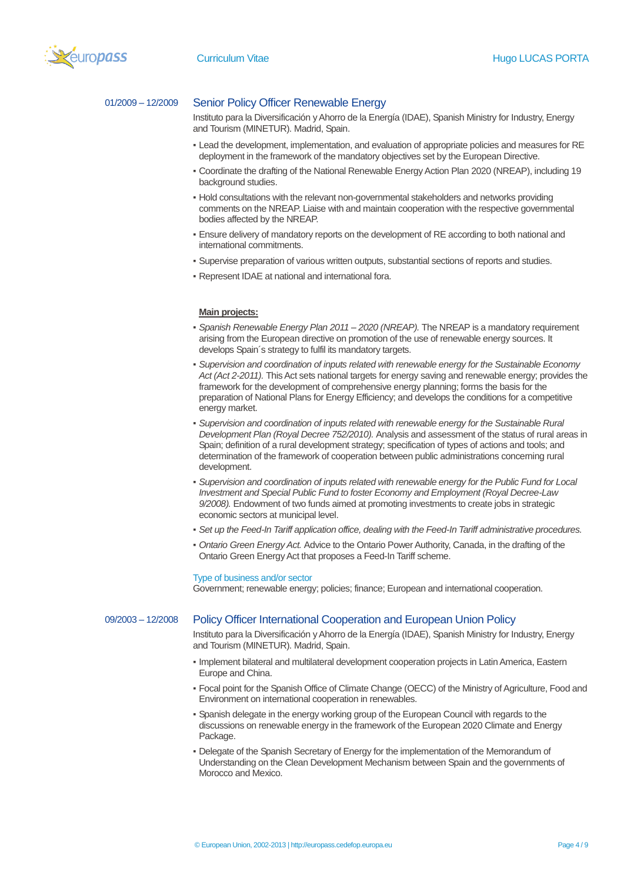**01/2009 – 12/2009**

### Senior Policy Officer Renewable Energy

Instituto para la Diversificación y Ahorro de la Energía (IDAE), Spanish Ministry for Industry, Energy and Tourism (MINETUR). Madrid, Spain.

- Lead the development, implementation, and evaluation of appropriate policies and measures for RE deployment in the framework of the mandatory objectives set by the European Directive.
- Coordinate the drafting of the National Renewable Energy Action Plan 2020 (NREAP), including 19 background studies.
- Hold consultations with the relevant non-governmental stakeholders and networks providing comments on the NREAP. Liaise with and maintain cooperation with the respective governmental bodies affected by the NREAP.
- Ensure delivery of mandatory reports on the development of RE according to both national and international commitments.
- Supervise preparation of various written outputs, substantial sections of reports and studies.
- Represent IDAE at national and international fora.

**Main projects:**

- *Spanish Renewable Energy Plan 2011 – 2020 (NREAP).* The NREAP is a mandatory requirement arising from the European directive on promotion of the use of renewable energy sources. It develops Spain´s strategy to fulfil its mandatory targets.
- *Supervision and coordination of inputs related with renewable energy for the Sustainable Economy Act (Act 2-2011).* This Act sets national targets for energy saving and renewable energy; provides the framework for the development of comprehensive energy planning; forms the basis for the preparation of National Plans for Energy Efficiency; and develops the conditions for a competitive energy market.
- *Supervision and coordination of inputs related with renewable energy for the Sustainable Rural Development Plan (Royal Decree 752/2010).* Analysis and assessment of the status of rural areas in Spain; definition of a rural development strategy; specification of types of actions and tools; and determination of the framework of cooperation between public administrations concerning rural development.
- *Supervision and coordination of inputs related with renewable energy for the Public Fund for Local Investment and Special Public Fund to foster Economy and Employment (Royal Decree-Law 9/2008).* Endowment of two funds aimed at promoting investments to create jobs in strategic economic sectors at municipal level.
- *Set up the Feed-In Tariff application office, dealing with the Feed-In Tariff administrative procedures.*
- *Ontario Green Energy Act.* Advice to the Ontario Power Authority, Canada, in the drafting of the Ontario Green Energy Act that proposes a Feed-In Tariff scheme.

Type of business and/or sector

Government; renewable energy; policies; finance; European and international cooperation.

**09/2003 – 12/2008**

### Policy Officer International Cooperation and European Union Policy

Instituto para la Diversificación y Ahorro de la Energía (IDAE), Spanish Ministry for Industry, Energy and Tourism (MINETUR). Madrid, Spain.

- Implement bilateral and multilateral development cooperation projects in Latin America, Eastern Europe and China.
- Focal point for the Spanish Office of Climate Change (OECC) of the Ministry of Agriculture, Food and Environment on international cooperation in renewables.
- Spanish delegate in the energy working group of the European Council with regards to the discussions on renewable energy in the framework of the European 2020 Climate and Energy Package.
- Delegate of the Spanish Secretary of Energy for the implementation of the Memorandum of Understanding on the Clean Development Mechanism between Spain and the governments of Morocco and Mexico.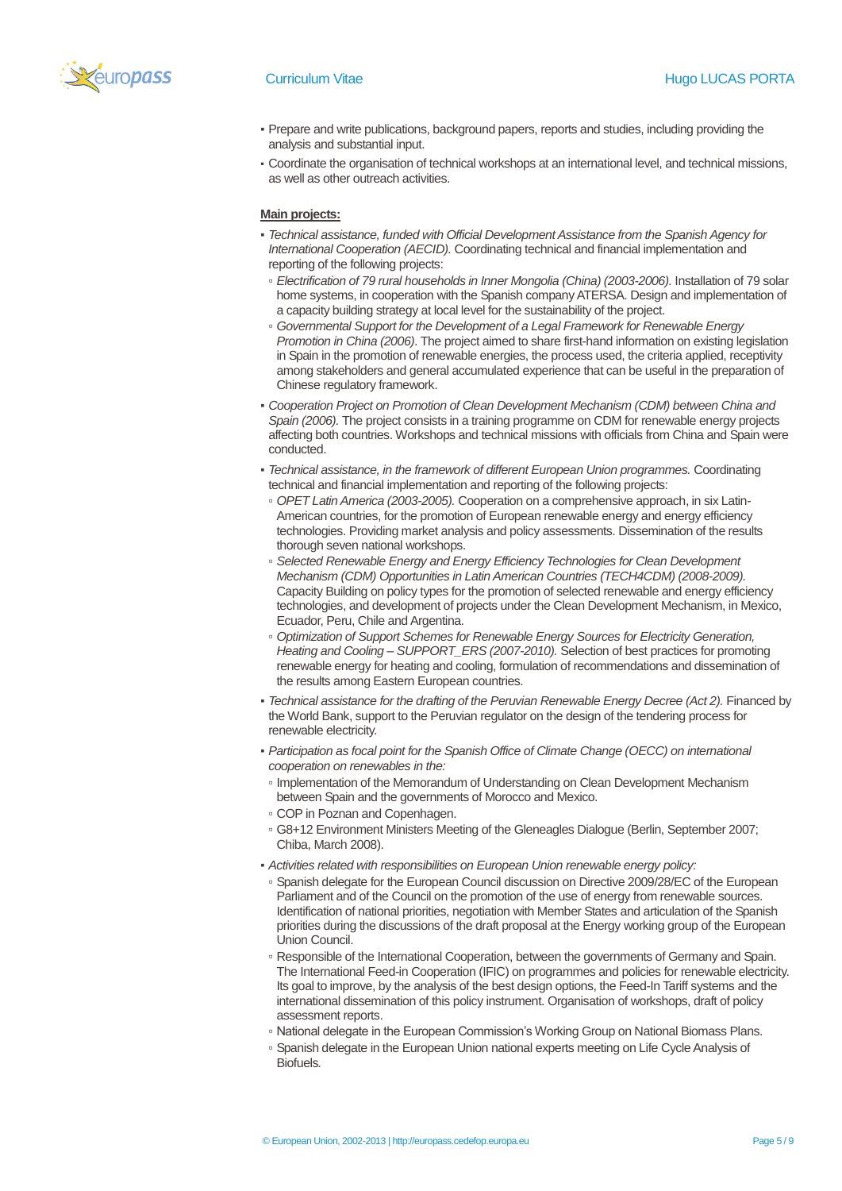- Prepare and write publications, background papers, reports and studies, including providing the analysis and substantial input.
- Coordinate the organisation of technical workshops at an international level, and technical missions, as well as other outreach activities.

**Main projects:**

- *Technical assistance, funded with Official Development Assistance from the Spanish Agency for International Cooperation (AECID).* Coordinating technical and financial implementation and reporting of the following projects:
  - *Electrification of 79 rural households in Inner Mongolia (China) (2003-2006).* Installation of 79 solar home systems, in cooperation with the Spanish company ATERSA. Design and implementation of a capacity building strategy at local level for the sustainability of the project.
  - *Governmental Support for the Development of a Legal Framework for Renewable Energy Promotion in China (2006).* The project aimed to share first-hand information on existing legislation in Spain in the promotion of renewable energies, the process used, the criteria applied, receptivity among stakeholders and general accumulated experience that can be useful in the preparation of Chinese regulatory framework.
- *Cooperation Project on Promotion of Clean Development Mechanism (CDM) between China and Spain (2006).* The project consists in a training programme on CDM for renewable energy projects affecting both countries. Workshops and technical missions with officials from China and Spain were conducted.
- *Technical assistance, in the framework of different European Union programmes.* Coordinating technical and financial implementation and reporting of the following projects:
  - *OPET Latin America (2003-2005).* Cooperation on a comprehensive approach, in six Latin-American countries, for the promotion of European renewable energy and energy efficiency technologies. Providing market analysis and policy assessments. Dissemination of the results thorough seven national workshops.
  - *Selected Renewable Energy and Energy Efficiency Technologies for Clean Development Mechanism (CDM) Opportunities in Latin American Countries (TECH4CDM) (2008-2009).* Capacity Building on policy types for the promotion of selected renewable and energy efficiency technologies, and development of projects under the Clean Development Mechanism, in Mexico, Ecuador, Peru, Chile and Argentina.
  - *Optimization of Support Schemes for Renewable Energy Sources for Electricity Generation, Heating and Cooling – SUPPORT_ERS (2007-2010).* Selection of best practices for promoting renewable energy for heating and cooling, formulation of recommendations and dissemination of the results among Eastern European countries.
- *Technical assistance for the drafting of the Peruvian Renewable Energy Decree (Act 2).* Financed by the World Bank, support to the Peruvian regulator on the design of the tendering process for renewable electricity.
- *Participation as focal point for the Spanish Office of Climate Change (OECC) on international cooperation on renewables in the:*
  - Implementation of the Memorandum of Understanding on Clean Development Mechanism between Spain and the governments of Morocco and Mexico.
  - COP in Poznan and Copenhagen.
  - G8+12 Environment Ministers Meeting of the Gleneagles Dialogue (Berlin, September 2007; Chiba, March 2008).
- *Activities related with responsibilities on European Union renewable energy policy:*
  - Spanish delegate for the European Council discussion on Directive 2009/28/EC of the European Parliament and of the Council on the promotion of the use of energy from renewable sources. Identification of national priorities, negotiation with Member States and articulation of the Spanish priorities during the discussions of the draft proposal at the Energy working group of the European Union Council.
  - Responsible of the International Cooperation, between the governments of Germany and Spain. The International Feed-in Cooperation (IFIC) on programmes and policies for renewable electricity. Its goal to improve, by the analysis of the best design options, the Feed-In Tariff systems and the international dissemination of this policy instrument. Organisation of workshops, draft of policy assessment reports.
  - National delegate in the European Commission's Working Group on National Biomass Plans.
  - Spanish delegate in the European Union national experts meeting on Life Cycle Analysis of Biofuels.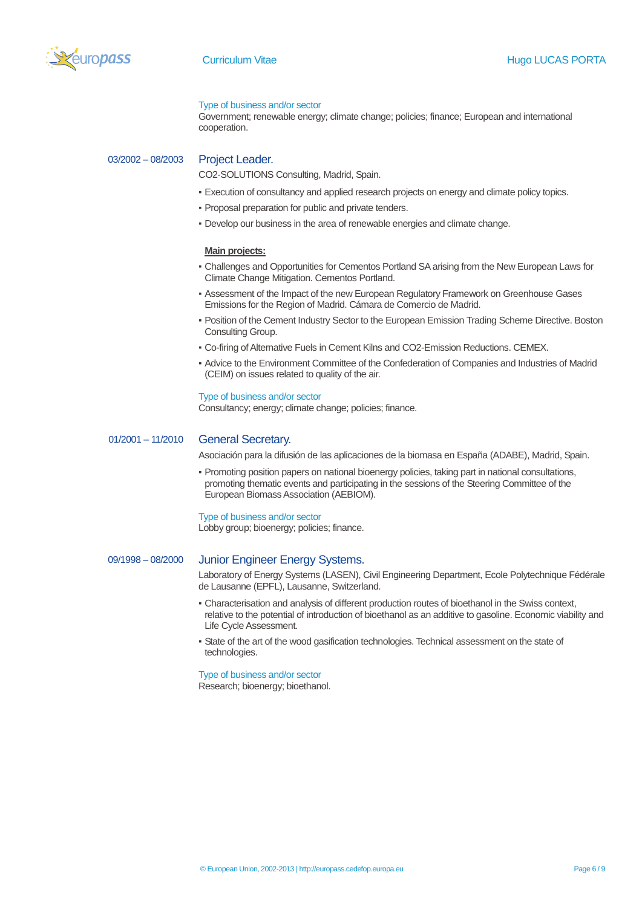Type of business and/or sector
Government; renewable energy; climate change; policies; finance; European and international cooperation.

03/2002 – 08/2003

### Project Leader.

CO2-SOLUTIONS Consulting, Madrid, Spain.

- Execution of consultancy and applied research projects on energy and climate policy topics.
- Proposal preparation for public and private tenders.
- Develop our business in the area of renewable energies and climate change.

**Main projects:**

- Challenges and Opportunities for Cementos Portland SA arising from the New European Laws for Climate Change Mitigation. Cementos Portland.
- Assessment of the Impact of the new European Regulatory Framework on Greenhouse Gases Emissions for the Region of Madrid. Cámara de Comercio de Madrid.
- Position of the Cement Industry Sector to the European Emission Trading Scheme Directive. Boston Consulting Group.
- Co-firing of Alternative Fuels in Cement Kilns and CO2-Emission Reductions. CEMEX.
- Advice to the Environment Committee of the Confederation of Companies and Industries of Madrid (CEIM) on issues related to quality of the air.

Type of business and/or sector
Consultancy; energy; climate change; policies; finance.

01/2001 – 11/2010

### General Secretary.

Asociación para la difusión de las aplicaciones de la biomasa en España (ADABE), Madrid, Spain.

- Promoting position papers on national bioenergy policies, taking part in national consultations, promoting thematic events and participating in the sessions of the Steering Committee of the European Biomass Association (AEBIOM).

Type of business and/or sector
Lobby group; bioenergy; policies; finance.

09/1998 – 08/2000

### Junior Engineer Energy Systems.

Laboratory of Energy Systems (LASEN), Civil Engineering Department, Ecole Polytechnique Fédérale de Lausanne (EPFL), Lausanne, Switzerland.

- Characterisation and analysis of different production routes of bioethanol in the Swiss context, relative to the potential of introduction of bioethanol as an additive to gasoline. Economic viability and Life Cycle Assessment.
- State of the art of the wood gasification technologies. Technical assessment on the state of technologies.

Type of business and/or sector
Research; bioenergy; bioethanol.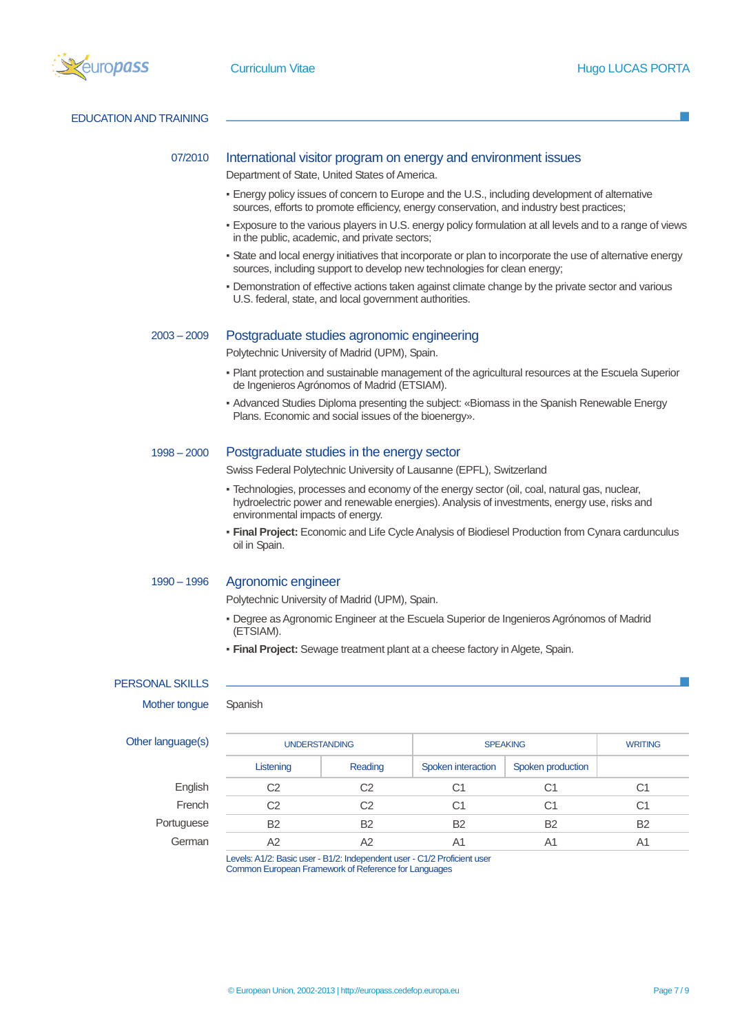## EDUCATION AND TRAINING

**07/2010**

### International visitor program on energy and environment issues

Department of State, United States of America.

- Energy policy issues of concern to Europe and the U.S., including development of alternative sources, efforts to promote efficiency, energy conservation, and industry best practices;
- Exposure to the various players in U.S. energy policy formulation at all levels and to a range of views in the public, academic, and private sectors;
- State and local energy initiatives that incorporate or plan to incorporate the use of alternative energy sources, including support to develop new technologies for clean energy;
- Demonstration of effective actions taken against climate change by the private sector and various U.S. federal, state, and local government authorities.

**2003 – 2009**

### Postgraduate studies agronomic engineering

Polytechnic University of Madrid (UPM), Spain.

- Plant protection and sustainable management of the agricultural resources at the Escuela Superior de Ingenieros Agrónomos of Madrid (ETSIAM).
- Advanced Studies Diploma presenting the subject: «Biomass in the Spanish Renewable Energy Plans. Economic and social issues of the bioenergy».

**1998 – 2000**

### Postgraduate studies in the energy sector

Swiss Federal Polytechnic University of Lausanne (EPFL), Switzerland

- Technologies, processes and economy of the energy sector (oil, coal, natural gas, nuclear, hydroelectric power and renewable energies). Analysis of investments, energy use, risks and environmental impacts of energy.
- **Final Project:** Economic and Life Cycle Analysis of Biodiesel Production from Cynara cardunculus oil in Spain.

**1990 – 1996**

### Agronomic engineer

Polytechnic University of Madrid (UPM), Spain.

- Degree as Agronomic Engineer at the Escuela Superior de Ingenieros Agrónomos of Madrid (ETSIAM).
- **Final Project:** Sewage treatment plant at a cheese factory in Algete, Spain.

## PERSONAL SKILLS

**Mother tongue:** Spanish

**Other language(s)**

| | UNDERSTANDING | | SPEAKING | | WRITING |
|---|---|---|---|---|---|
| | Listening | Reading | Spoken interaction | Spoken production | |
| English | C2 | C2 | C1 | C1 | C1 |
| French | C2 | C2 | C1 | C1 | C1 |
| Portuguese | B2 | B2 | B2 | B2 | B2 |
| German | A2 | A2 | A1 | A1 | A1 |

Levels: A1/2: Basic user - B1/2: Independent user - C1/2 Proficient user
Common European Framework of Reference for Languages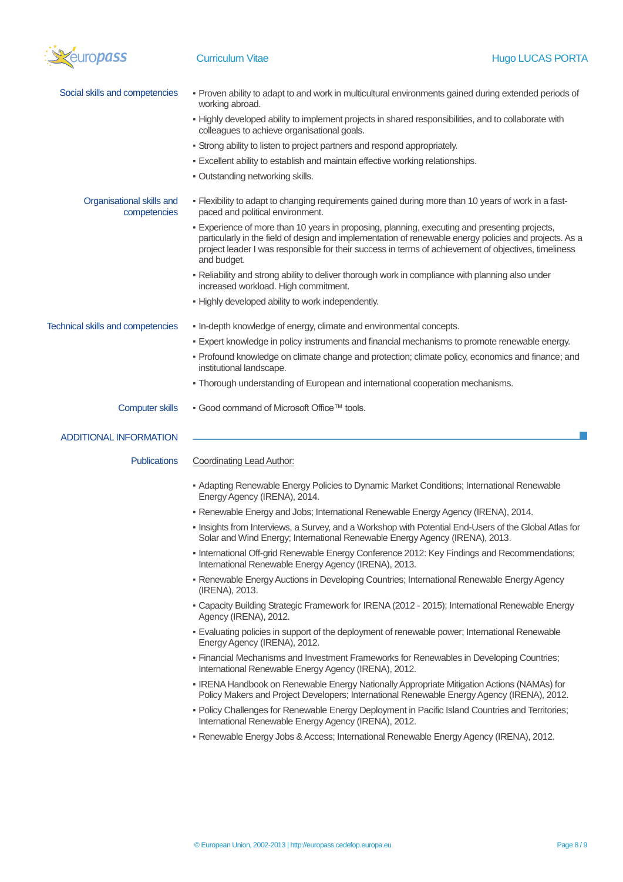### Social skills and competencies

- Proven ability to adapt to and work in multicultural environments gained during extended periods of working abroad.
- Highly developed ability to implement projects in shared responsibilities, and to collaborate with colleagues to achieve organisational goals.
- Strong ability to listen to project partners and respond appropriately.
- Excellent ability to establish and maintain effective working relationships.
- Outstanding networking skills.

### Organisational skills and competencies

- Flexibility to adapt to changing requirements gained during more than 10 years of work in a fast-paced and political environment.
- Experience of more than 10 years in proposing, planning, executing and presenting projects, particularly in the field of design and implementation of renewable energy policies and projects. As a project leader I was responsible for their success in terms of achievement of objectives, timeliness and budget.
- Reliability and strong ability to deliver thorough work in compliance with planning also under increased workload. High commitment.
- Highly developed ability to work independently.

### Technical skills and competencies

- In-depth knowledge of energy, climate and environmental concepts.
- Expert knowledge in policy instruments and financial mechanisms to promote renewable energy.
- Profound knowledge on climate change and protection; climate policy, economics and finance; and institutional landscape.
- Thorough understanding of European and international cooperation mechanisms.

### Computer skills

- Good command of Microsoft Office™ tools.

## ADDITIONAL INFORMATION

### Publications

Coordinating Lead Author:

- Adapting Renewable Energy Policies to Dynamic Market Conditions; International Renewable Energy Agency (IRENA), 2014.
- Renewable Energy and Jobs; International Renewable Energy Agency (IRENA), 2014.
- Insights from Interviews, a Survey, and a Workshop with Potential End-Users of the Global Atlas for Solar and Wind Energy; International Renewable Energy Agency (IRENA), 2013.
- International Off-grid Renewable Energy Conference 2012: Key Findings and Recommendations; International Renewable Energy Agency (IRENA), 2013.
- Renewable Energy Auctions in Developing Countries; International Renewable Energy Agency (IRENA), 2013.
- Capacity Building Strategic Framework for IRENA (2012 - 2015); International Renewable Energy Agency (IRENA), 2012.
- Evaluating policies in support of the deployment of renewable power; International Renewable Energy Agency (IRENA), 2012.
- Financial Mechanisms and Investment Frameworks for Renewables in Developing Countries; International Renewable Energy Agency (IRENA), 2012.
- IRENA Handbook on Renewable Energy Nationally Appropriate Mitigation Actions (NAMAs) for Policy Makers and Project Developers; International Renewable Energy Agency (IRENA), 2012.
- Policy Challenges for Renewable Energy Deployment in Pacific Island Countries and Territories; International Renewable Energy Agency (IRENA), 2012.
- Renewable Energy Jobs & Access; International Renewable Energy Agency (IRENA), 2012.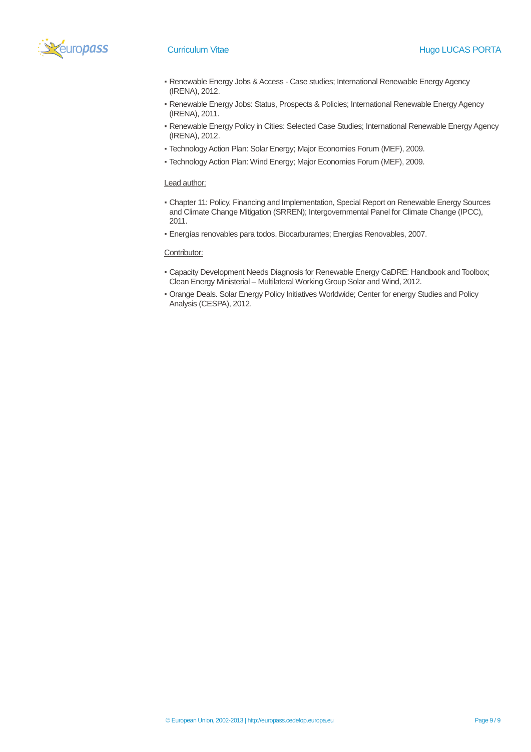- Renewable Energy Jobs & Access - Case studies; International Renewable Energy Agency (IRENA), 2012.
- Renewable Energy Jobs: Status, Prospects & Policies; International Renewable Energy Agency (IRENA), 2011.
- Renewable Energy Policy in Cities: Selected Case Studies; International Renewable Energy Agency (IRENA), 2012.
- Technology Action Plan: Solar Energy; Major Economies Forum (MEF), 2009.
- Technology Action Plan: Wind Energy; Major Economies Forum (MEF), 2009.

Lead author:

- Chapter 11: Policy, Financing and Implementation, Special Report on Renewable Energy Sources and Climate Change Mitigation (SRREN); Intergovernmental Panel for Climate Change (IPCC), 2011.
- Energías renovables para todos. Biocarburantes; Energias Renovables, 2007.

Contributor:

- Capacity Development Needs Diagnosis for Renewable Energy CaDRE: Handbook and Toolbox; Clean Energy Ministerial – Multilateral Working Group Solar and Wind, 2012.
- Orange Deals. Solar Energy Policy Initiatives Worldwide; Center for energy Studies and Policy Analysis (CESPA), 2012.